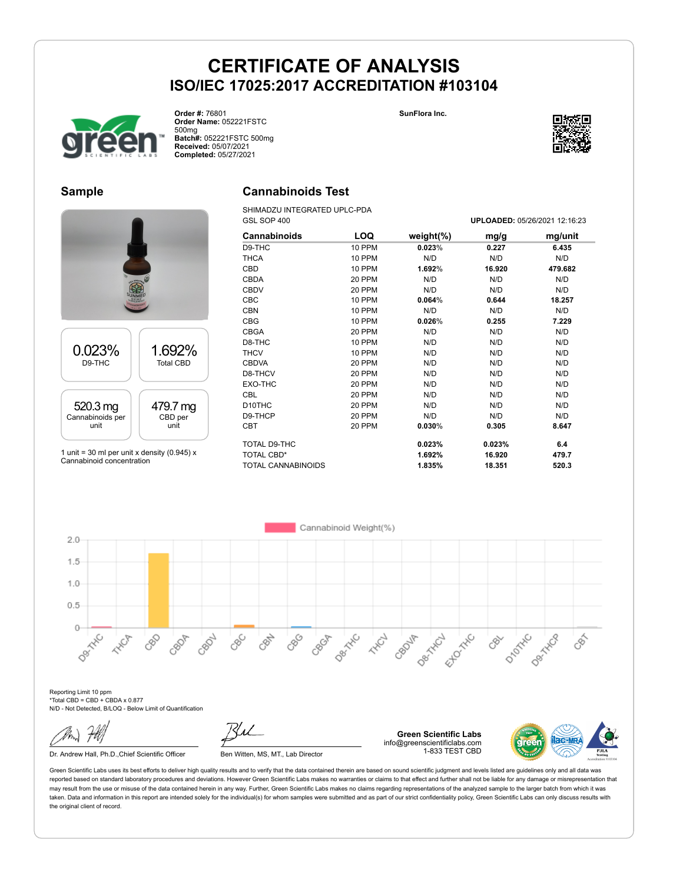# CERTIFICATE OF ANALYSIS

## ISO/IEC 17025:2017 ACCREDITATION #103104

**Order #:** 76801
**Order Name:** 052221FSTC 500mg
**Batch#:** 052221FSTC 500mg
**Received:** 05/07/2021
**Completed:** 05/27/2021

**SunFlora Inc.**

## Sample

| 0.023% | 1.692% |
|---|---|
| D9-THC | Total CBD |

| 520.3 mg | 479.7 mg |
|---|---|
| Cannabinoids per unit | CBD per unit |

1 unit = 30 ml per unit x density (0.945) x Cannabinoid concentration

## Cannabinoids Test

SHIMADZU INTEGRATED UPLC-PDA
GSL SOP 400

**UPLOADED:** 05/26/2021 12:16:23

| Cannabinoids | LOQ | weight(%) | mg/g | mg/unit |
|---|---|---|---|---|
| D9-THC | 10 PPM | 0.023% | 0.227 | 6.435 |
| THCA | 10 PPM | N/D | N/D | N/D |
| CBD | 10 PPM | 1.692% | 16.920 | 479.682 |
| CBDA | 20 PPM | N/D | N/D | N/D |
| CBDV | 20 PPM | N/D | N/D | N/D |
| CBC | 10 PPM | 0.064% | 0.644 | 18.257 |
| CBN | 10 PPM | N/D | N/D | N/D |
| CBG | 10 PPM | 0.026% | 0.255 | 7.229 |
| CBGA | 20 PPM | N/D | N/D | N/D |
| D8-THC | 10 PPM | N/D | N/D | N/D |
| THCV | 10 PPM | N/D | N/D | N/D |
| CBDVA | 20 PPM | N/D | N/D | N/D |
| D8-THCV | 20 PPM | N/D | N/D | N/D |
| EXO-THC | 20 PPM | N/D | N/D | N/D |
| CBL | 20 PPM | N/D | N/D | N/D |
| D10THC | 20 PPM | N/D | N/D | N/D |
| D9-THCP | 20 PPM | N/D | N/D | N/D |
| CBT | 20 PPM | 0.030% | 0.305 | 8.647 |
| TOTAL D9-THC | | 0.023% | 0.023% | 6.4 |
| TOTAL CBD* | | 1.692% | 16.920 | 479.7 |
| TOTAL CANNABINOIDS | | 1.835% | 18.351 | 520.3 |

Reporting Limit 10 ppm
*Total CBD = CBD + CBDA x 0.877
N/D - Not Detected, B/LOQ - Below Limit of Quantification

Dr. Andrew Hall, Ph.D.,Chief Scientific Officer

Ben Witten, MS, MT., Lab Director

**Green Scientific Labs**
info@greenscientificlabs.com
1-833 TEST CBD

Green Scientific Labs uses its best efforts to deliver high quality results and to verify that the data contained therein are based on sound scientific judgment and levels listed are guidelines only and all data was reported based on standard laboratory procedures and deviations. However Green Scientific Labs makes no warranties or claims to that effect and further shall not be liable for any damage or misrepresentation that may result from the use or misuse of the data contained herein in any way. Further, Green Scientific Labs makes no claims regarding representations of the analyzed sample to the larger batch from which it was taken. Data and information in this report are intended solely for the individual(s) for whom samples were submitted and as part of our strict confidentiality policy, Green Scientific Labs can only discuss results with the original client of record.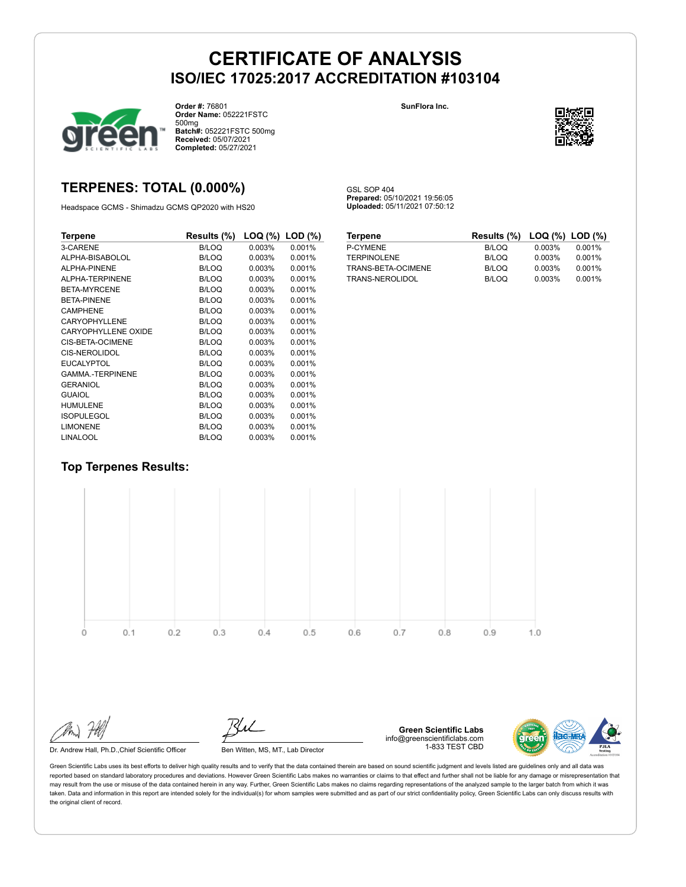# CERTIFICATE OF ANALYSIS
## ISO/IEC 17025:2017 ACCREDITATION #103104

**Order #:** 76801
**Order Name:** 052221FSTC 500mg
**Batch#:** 052221FSTC 500mg
**Received:** 05/07/2021
**Completed:** 05/27/2021

**SunFlora Inc.**

## TERPENES: TOTAL (0.000%)

Headspace GCMS - Shimadzu GCMS QP2020 with HS20

GSL SOP 404
**Prepared:** 05/10/2021 19:56:05
**Uploaded:** 05/11/2021 07:50:12

| Terpene | Results (%) | LOQ (%) | LOD (%) |
|---|---|---|---|
| 3-CARENE | B/LOQ | 0.003% | 0.001% |
| ALPHA-BISABOLOL | B/LOQ | 0.003% | 0.001% |
| ALPHA-PINENE | B/LOQ | 0.003% | 0.001% |
| ALPHA-TERPINENE | B/LOQ | 0.003% | 0.001% |
| BETA-MYRCENE | B/LOQ | 0.003% | 0.001% |
| BETA-PINENE | B/LOQ | 0.003% | 0.001% |
| CAMPHENE | B/LOQ | 0.003% | 0.001% |
| CARYOPHYLLENE | B/LOQ | 0.003% | 0.001% |
| CARYOPHYLLENE OXIDE | B/LOQ | 0.003% | 0.001% |
| CIS-BETA-OCIMENE | B/LOQ | 0.003% | 0.001% |
| CIS-NEROLIDOL | B/LOQ | 0.003% | 0.001% |
| EUCALYPTOL | B/LOQ | 0.003% | 0.001% |
| GAMMA.-TERPINENE | B/LOQ | 0.003% | 0.001% |
| GERANIOL | B/LOQ | 0.003% | 0.001% |
| GUAIOL | B/LOQ | 0.003% | 0.001% |
| HUMULENE | B/LOQ | 0.003% | 0.001% |
| ISOPULEGOL | B/LOQ | 0.003% | 0.001% |
| LIMONENE | B/LOQ | 0.003% | 0.001% |
| LINALOOL | B/LOQ | 0.003% | 0.001% |
| P-CYMENE | B/LOQ | 0.003% | 0.001% |
| TERPINOLENE | B/LOQ | 0.003% | 0.001% |
| TRANS-BETA-OCIMENE | B/LOQ | 0.003% | 0.001% |
| TRANS-NEROLIDOL | B/LOQ | 0.003% | 0.001% |

### Top Terpenes Results:

0 0.1 0.2 0.3 0.4 0.5 0.6 0.7 0.8 0.9 1.0

Dr. Andrew Hall, Ph.D.,Chief Scientific Officer

Ben Witten, MS, MT., Lab Director

**Green Scientific Labs**
info@greenscientificlabs.com
1-833 TEST CBD

Green Scientific Labs uses its best efforts to deliver high quality results and to verify that the data contained therein are based on sound scientific judgment and levels listed are guidelines only and all data was reported based on standard laboratory procedures and deviations. However Green Scientific Labs makes no warranties or claims to that effect and further shall not be liable for any damage or misrepresentation that may result from the use or misuse of the data contained herein in any way. Further, Green Scientific Labs makes no claims regarding representations of the analyzed sample to the larger batch from which it was taken. Data and information in this report are intended solely for the individual(s) for whom samples were submitted and as part of our strict confidentiality policy, Green Scientific Labs can only discuss results with the original client of record.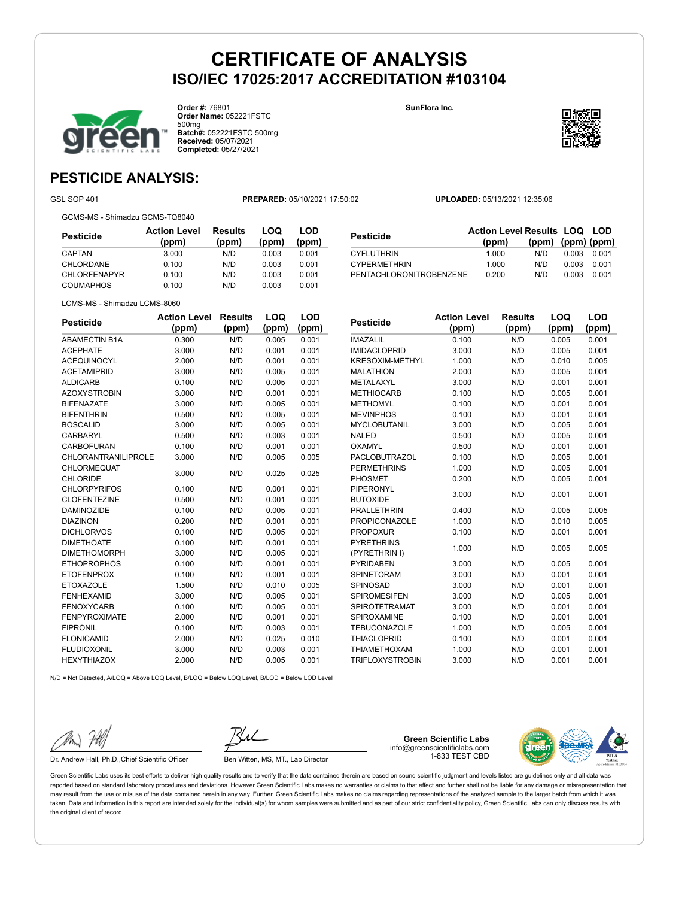# CERTIFICATE OF ANALYSIS
## ISO/IEC 17025:2017 ACCREDITATION #103104

**Order #:** 76801
**Order Name:** 052221FSTC 500mg
**Batch#:** 052221FSTC 500mg
**Received:** 05/07/2021
**Completed:** 05/27/2021

SunFlora Inc.

## PESTICIDE ANALYSIS:

GSL SOP 401 | **PREPARED:** 05/10/2021 17:50:02 | **UPLOADED:** 05/13/2021 12:35:06

GCMS-MS - Shimadzu GCMS-TQ8040

| Pesticide | Action Level (ppm) | Results (ppm) | LOQ (ppm) | LOD (ppm) |
|---|---|---|---|---|
| CAPTAN | 3.000 | N/D | 0.003 | 0.001 |
| CHLORDANE | 0.100 | N/D | 0.003 | 0.001 |
| CHLORFENAPYR | 0.100 | N/D | 0.003 | 0.001 |
| COUMAPHOS | 0.100 | N/D | 0.003 | 0.001 |
| CYFLUTHRIN | 1.000 | N/D | 0.003 | 0.001 |
| CYPERMETHRIN | 1.000 | N/D | 0.003 | 0.001 |
| PENTACHLORONITROBENZENE | 0.200 | N/D | 0.003 | 0.001 |

LCMS-MS - Shimadzu LCMS-8060

| Pesticide | Action Level (ppm) | Results (ppm) | LOQ (ppm) | LOD (ppm) |
|---|---|---|---|---|
| ABAMECTIN B1A | 0.300 | N/D | 0.005 | 0.001 |
| ACEPHATE | 3.000 | N/D | 0.001 | 0.001 |
| ACEQUINOCYL | 2.000 | N/D | 0.001 | 0.001 |
| ACETAMIPRID | 3.000 | N/D | 0.005 | 0.001 |
| ALDICARB | 0.100 | N/D | 0.005 | 0.001 |
| AZOXYSTROBIN | 3.000 | N/D | 0.001 | 0.001 |
| BIFENAZATE | 3.000 | N/D | 0.005 | 0.001 |
| BIFENTHRIN | 0.500 | N/D | 0.005 | 0.001 |
| BOSCALID | 3.000 | N/D | 0.005 | 0.001 |
| CARBARYL | 0.500 | N/D | 0.003 | 0.001 |
| CARBOFURAN | 0.100 | N/D | 0.001 | 0.001 |
| CHLORANTRANILIPROLE | 3.000 | N/D | 0.005 | 0.005 |
| CHLORMEQUAT CHLORIDE | 3.000 | N/D | 0.025 | 0.025 |
| CHLORPYRIFOS | 0.100 | N/D | 0.001 | 0.001 |
| CLOFENTEZINE | 0.500 | N/D | 0.001 | 0.001 |
| DAMINOZIDE | 0.100 | N/D | 0.005 | 0.001 |
| DIAZINON | 0.200 | N/D | 0.001 | 0.001 |
| DICHLORVOS | 0.100 | N/D | 0.005 | 0.001 |
| DIMETHOATE | 0.100 | N/D | 0.001 | 0.001 |
| DIMETHOMORPH | 3.000 | N/D | 0.005 | 0.001 |
| ETHOPROPHOS | 0.100 | N/D | 0.001 | 0.001 |
| ETOFENPROX | 0.100 | N/D | 0.001 | 0.001 |
| ETOXAZOLE | 1.500 | N/D | 0.010 | 0.005 |
| FENHEXAMID | 3.000 | N/D | 0.005 | 0.001 |
| FENOXYCARB | 0.100 | N/D | 0.005 | 0.001 |
| FENPYROXIMATE | 2.000 | N/D | 0.001 | 0.001 |
| FIPRONIL | 0.100 | N/D | 0.003 | 0.001 |
| FLONICAMID | 2.000 | N/D | 0.025 | 0.010 |
| FLUDIOXONIL | 3.000 | N/D | 0.003 | 0.001 |
| HEXYTHIAZOX | 2.000 | N/D | 0.005 | 0.001 |
| IMAZALIL | 0.100 | N/D | 0.005 | 0.001 |
| IMIDACLOPRID | 3.000 | N/D | 0.005 | 0.001 |
| KRESOXIM-METHYL | 1.000 | N/D | 0.010 | 0.005 |
| MALATHION | 2.000 | N/D | 0.005 | 0.001 |
| METALAXYL | 3.000 | N/D | 0.001 | 0.001 |
| METHIOCARB | 0.100 | N/D | 0.005 | 0.001 |
| METHOMYL | 0.100 | N/D | 0.001 | 0.001 |
| MEVINPHOS | 0.100 | N/D | 0.001 | 0.001 |
| MYCLOBUTANIL | 3.000 | N/D | 0.005 | 0.001 |
| NALED | 0.500 | N/D | 0.005 | 0.001 |
| OXAMYL | 0.500 | N/D | 0.001 | 0.001 |
| PACLOBUTRAZOL | 0.100 | N/D | 0.005 | 0.001 |
| PERMETHRINS | 1.000 | N/D | 0.005 | 0.001 |
| PHOSMET | 0.200 | N/D | 0.005 | 0.001 |
| PIPERONYL BUTOXIDE | 3.000 | N/D | 0.001 | 0.001 |
| PRALLETHRIN | 0.400 | N/D | 0.005 | 0.005 |
| PROPICONAZOLE | 1.000 | N/D | 0.010 | 0.005 |
| PROPOXUR | 0.100 | N/D | 0.001 | 0.001 |
| PYRETHRINS (PYRETHRIN I) | 1.000 | N/D | 0.005 | 0.005 |
| PYRIDABEN | 3.000 | N/D | 0.005 | 0.001 |
| SPINETORAM | 3.000 | N/D | 0.001 | 0.001 |
| SPINOSAD | 3.000 | N/D | 0.001 | 0.001 |
| SPIROMESIFEN | 3.000 | N/D | 0.005 | 0.001 |
| SPIROTETRAMAT | 3.000 | N/D | 0.001 | 0.001 |
| SPIROXAMINE | 0.100 | N/D | 0.001 | 0.001 |
| TEBUCONAZOLE | 1.000 | N/D | 0.005 | 0.001 |
| THIACLOPRID | 0.100 | N/D | 0.001 | 0.001 |
| THIAMETHOXAM | 1.000 | N/D | 0.001 | 0.001 |
| TRIFLOXYSTROBIN | 3.000 | N/D | 0.001 | 0.001 |

N/D = Not Detected, A/LOQ = Above LOQ Level, B/LOQ = Below LOQ Level, B/LOD = Below LOD Level

Dr. Andrew Hall, Ph.D.,Chief Scientific Officer

Ben Witten, MS, MT., Lab Director

**Green Scientific Labs**
info@greenscientificlabs.com
1-833 TEST CBD

Green Scientific Labs uses its best efforts to deliver high quality results and to verify that the data contained therein are based on sound scientific judgment and levels listed are guidelines only and all data was reported based on standard laboratory procedures and deviations. However Green Scientific Labs makes no warranties or claims to that effect and further shall not be liable for any damage or misrepresentation that may result from the use or misuse of the data contained herein in any way. Further, Green Scientific Labs makes no claims regarding representations of the analyzed sample to the larger batch from which it was taken. Data and information in this report are intended solely for the individual(s) for whom samples were submitted and as part of our strict confidentiality policy, Green Scientific Labs can only discuss results with the original client of record.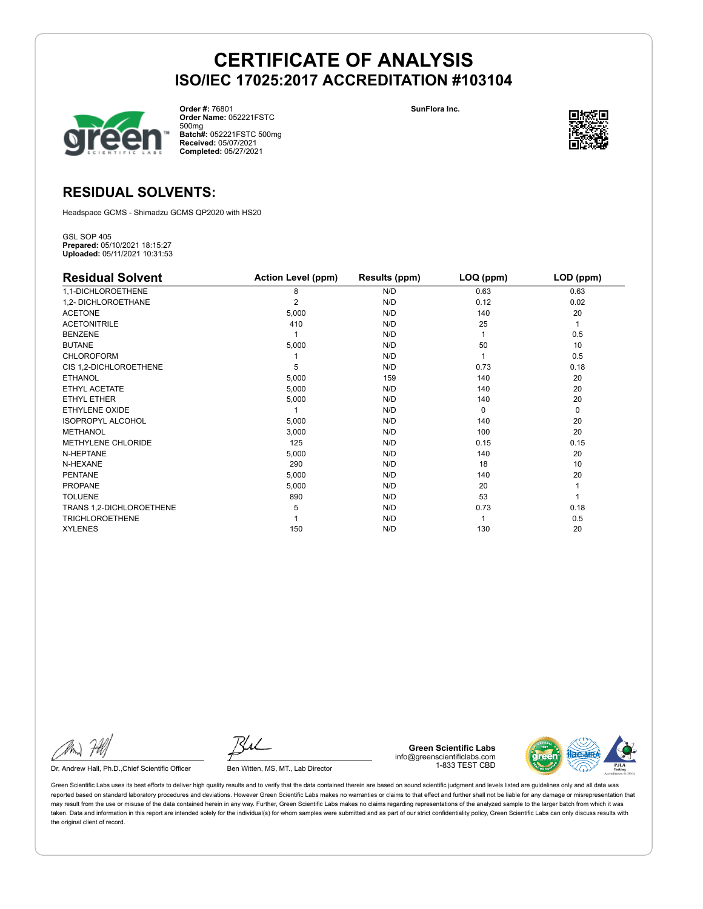# CERTIFICATE OF ANALYSIS

## ISO/IEC 17025:2017 ACCREDITATION #103104

**Order #:** 76801
**Order Name:** 052221FSTC 500mg
**Batch#:** 052221FSTC 500mg
**Received:** 05/07/2021
**Completed:** 05/27/2021

**SunFlora Inc.**

## RESIDUAL SOLVENTS:

Headspace GCMS - Shimadzu GCMS QP2020 with HS20

GSL SOP 405
**Prepared:** 05/10/2021 18:15:27
**Uploaded:** 05/11/2021 10:31:53

| Residual Solvent | Action Level (ppm) | Results (ppm) | LOQ (ppm) | LOD (ppm) |
|---|---|---|---|---|
| 1,1-DICHLOROETHENE | 8 | N/D | 0.63 | 0.63 |
| 1,2- DICHLOROETHANE | 2 | N/D | 0.12 | 0.02 |
| ACETONE | 5,000 | N/D | 140 | 20 |
| ACETONITRILE | 410 | N/D | 25 | 1 |
| BENZENE | 1 | N/D | 1 | 0.5 |
| BUTANE | 5,000 | N/D | 50 | 10 |
| CHLOROFORM | 1 | N/D | 1 | 0.5 |
| CIS 1,2-DICHLOROETHENE | 5 | N/D | 0.73 | 0.18 |
| ETHANOL | 5,000 | 159 | 140 | 20 |
| ETHYL ACETATE | 5,000 | N/D | 140 | 20 |
| ETHYL ETHER | 5,000 | N/D | 140 | 20 |
| ETHYLENE OXIDE | 1 | N/D | 0 | 0 |
| ISOPROPYL ALCOHOL | 5,000 | N/D | 140 | 20 |
| METHANOL | 3,000 | N/D | 100 | 20 |
| METHYLENE CHLORIDE | 125 | N/D | 0.15 | 0.15 |
| N-HEPTANE | 5,000 | N/D | 140 | 20 |
| N-HEXANE | 290 | N/D | 18 | 10 |
| PENTANE | 5,000 | N/D | 140 | 20 |
| PROPANE | 5,000 | N/D | 20 | 1 |
| TOLUENE | 890 | N/D | 53 | 1 |
| TRANS 1,2-DICHLOROETHENE | 5 | N/D | 0.73 | 0.18 |
| TRICHLOROETHENE | 1 | N/D | 1 | 0.5 |
| XYLENES | 150 | N/D | 130 | 20 |

Dr. Andrew Hall, Ph.D.,Chief Scientific Officer

Ben Witten, MS, MT., Lab Director

**Green Scientific Labs**
info@greenscientificlabs.com
1-833 TEST CBD

Green Scientific Labs uses its best efforts to deliver high quality results and to verify that the data contained therein are based on sound scientific judgment and levels listed are guidelines only and all data was reported based on standard laboratory procedures and deviations. However Green Scientific Labs makes no warranties or claims to that effect and further shall not be liable for any damage or misrepresentation that may result from the use or misuse of the data contained herein in any way. Further, Green Scientific Labs makes no claims regarding representations of the analyzed sample to the larger batch from which it was taken. Data and information in this report are intended solely for the individual(s) for whom samples were submitted and as part of our strict confidentiality policy, Green Scientific Labs can only discuss results with the original client of record.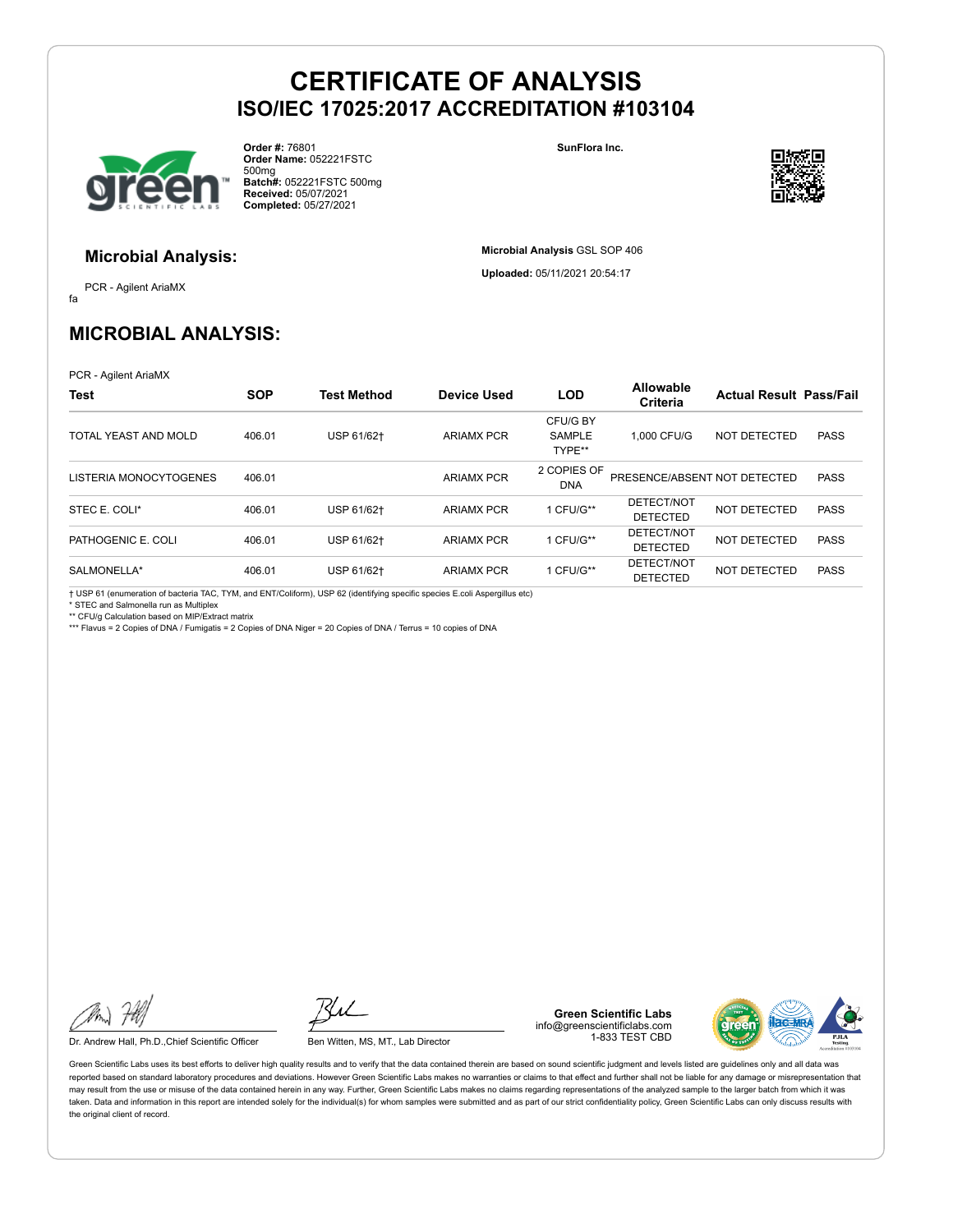# CERTIFICATE OF ANALYSIS
## ISO/IEC 17025:2017 ACCREDITATION #103104

**Order #:** 76801
**Order Name:** 052221FSTC 500mg
**Batch#:** 052221FSTC 500mg
**Received:** 05/07/2021
**Completed:** 05/27/2021

**SunFlora Inc.**

### Microbial Analysis:

PCR - Agilent AriaMX

fa

**Microbial Analysis** GSL SOP 406

**Uploaded:** 05/11/2021 20:54:17

## MICROBIAL ANALYSIS:

PCR - Agilent AriaMX

| Test | SOP | Test Method | Device Used | LOD | Allowable Criteria | Actual Result | Pass/Fail |
|---|---|---|---|---|---|---|---|
| TOTAL YEAST AND MOLD | 406.01 | USP 61/62† | ARIAMX PCR | CFU/G BY SAMPLE TYPE** | 1,000 CFU/G | NOT DETECTED | PASS |
| LISTERIA MONOCYTOGENES | 406.01 | | ARIAMX PCR | 2 COPIES OF DNA | PRESENCE/ABSENT | NOT DETECTED | PASS |
| STEC E. COLI* | 406.01 | USP 61/62† | ARIAMX PCR | 1 CFU/G** | DETECT/NOT DETECTED | NOT DETECTED | PASS |
| PATHOGENIC E. COLI | 406.01 | USP 61/62† | ARIAMX PCR | 1 CFU/G** | DETECT/NOT DETECTED | NOT DETECTED | PASS |
| SALMONELLA* | 406.01 | USP 61/62† | ARIAMX PCR | 1 CFU/G** | DETECT/NOT DETECTED | NOT DETECTED | PASS |

† USP 61 (enumeration of bacteria TAC, TYM, and ENT/Coliform), USP 62 (identifying specific species E.coli Aspergillus etc)
* STEC and Salmonella run as Multiplex
** CFU/g Calculation based on MIP/Extract matrix
*** Flavus = 2 Copies of DNA / Fumigatis = 2 Copies of DNA Niger = 20 Copies of DNA / Terrus = 10 copies of DNA

Dr. Andrew Hall, Ph.D.,Chief Scientific Officer

Ben Witten, MS, MT., Lab Director

**Green Scientific Labs**
info@greenscientificlabs.com
1-833 TEST CBD

Green Scientific Labs uses its best efforts to deliver high quality results and to verify that the data contained therein are based on sound scientific judgment and levels listed are guidelines only and all data was reported based on standard laboratory procedures and deviations. However Green Scientific Labs makes no warranties or claims to that effect and further shall not be liable for any damage or misrepresentation that may result from the use or misuse of the data contained herein in any way. Further, Green Scientific Labs makes no claims regarding representations of the analyzed sample to the larger batch from which it was taken. Data and information in this report are intended solely for the individual(s) for whom samples were submitted and as part of our strict confidentiality policy, Green Scientific Labs can only discuss results with the original client of record.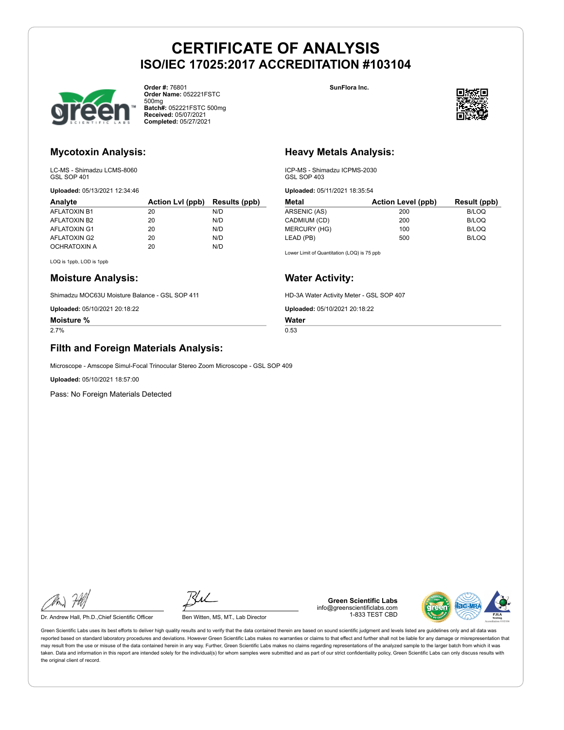# CERTIFICATE OF ANALYSIS

## ISO/IEC 17025:2017 ACCREDITATION #103104

**Order #:** 76801
**Order Name:** 052221FSTC 500mg
**Batch#:** 052221FSTC 500mg
**Received:** 05/07/2021
**Completed:** 05/27/2021

**SunFlora Inc.**

## Mycotoxin Analysis:

LC-MS - Shimadzu LCMS-8060
GSL SOP 401

**Uploaded:** 05/13/2021 12:34:46

| Analyte | Action Lvl (ppb) | Results (ppb) |
|---|---|---|
| AFLATOXIN B1 | 20 | N/D |
| AFLATOXIN B2 | 20 | N/D |
| AFLATOXIN G1 | 20 | N/D |
| AFLATOXIN G2 | 20 | N/D |
| OCHRATOXIN A | 20 | N/D |

LOQ is 1ppb, LOD is 1ppb

## Heavy Metals Analysis:

ICP-MS - Shimadzu ICPMS-2030
GSL SOP 403

**Uploaded:** 05/11/2021 18:35:54

| Metal | Action Level (ppb) | Result (ppb) |
|---|---|---|
| ARSENIC (AS) | 200 | B/LOQ |
| CADMIUM (CD) | 200 | B/LOQ |
| MERCURY (HG) | 100 | B/LOQ |
| LEAD (PB) | 500 | B/LOQ |

Lower Limit of Quantitation (LOQ) is 75 ppb

## Moisture Analysis:

Shimadzu MOC63U Moisture Balance - GSL SOP 411

**Uploaded:** 05/10/2021 20:18:22

| Moisture % |
|---|
| 2.7% |

## Water Activity:

HD-3A Water Activity Meter - GSL SOP 407

**Uploaded:** 05/10/2021 20:18:22

| Water |
|---|
| 0.53 |

## Filth and Foreign Materials Analysis:

Microscope - Amscope Simul-Focal Trinocular Stereo Zoom Microscope - GSL SOP 409

**Uploaded:** 05/10/2021 18:57:00

Pass: No Foreign Materials Detected

Dr. Andrew Hall, Ph.D.,Chief Scientific Officer

Ben Witten, MS, MT., Lab Director

**Green Scientific Labs**
info@greenscientificlabs.com
1-833 TEST CBD

Green Scientific Labs uses its best efforts to deliver high quality results and to verify that the data contained therein are based on sound scientific judgment and levels listed are guidelines only and all data was reported based on standard laboratory procedures and deviations. However Green Scientific Labs makes no warranties or claims to that effect and further shall not be liable for any damage or misrepresentation that may result from the use or misuse of the data contained herein in any way. Further, Green Scientific Labs makes no claims regarding representations of the analyzed sample to the larger batch from which it was taken. Data and information in this report are intended solely for the individual(s) for whom samples were submitted and as part of our strict confidentiality policy, Green Scientific Labs can only discuss results with the original client of record.